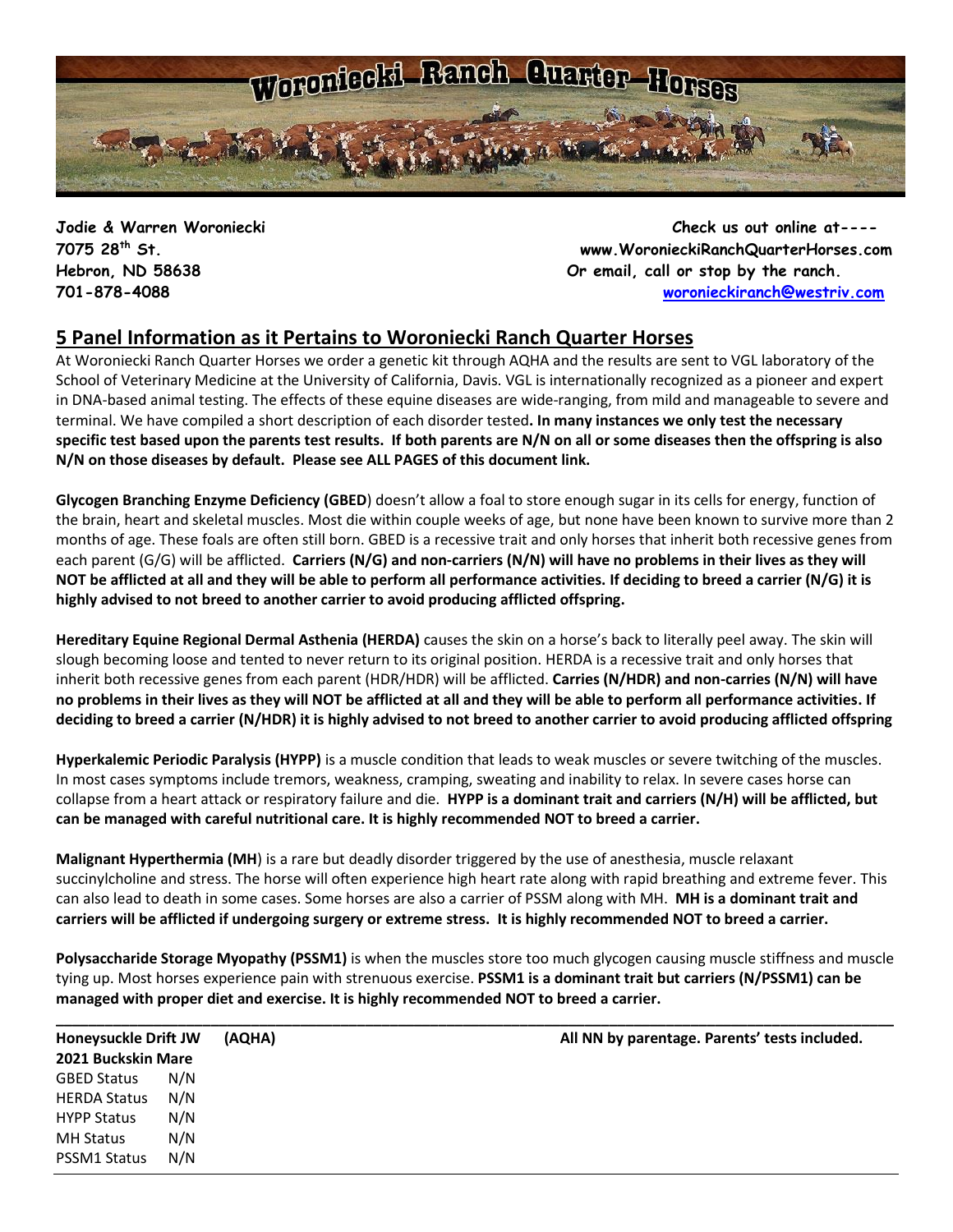# Woroniecki Ranch Quarter Horses

**Jodie & Warren Woroniecki**
**7075 28th St.**
**Hebron, ND 58638**
**701-878-4088**

**Check us out online at----**
**www.WoronieckiRanchQuarterHorses.com**
**Or email, call or stop by the ranch.**
**woronieckiranch@westriv.com**

## 5 Panel Information as it Pertains to Woroniecki Ranch Quarter Horses

At Woroniecki Ranch Quarter Horses we order a genetic kit through AQHA and the results are sent to VGL laboratory of the School of Veterinary Medicine at the University of California, Davis. VGL is internationally recognized as a pioneer and expert in DNA-based animal testing. The effects of these equine diseases are wide-ranging, from mild and manageable to severe and terminal. We have compiled a short description of each disorder tested**. In many instances we only test the necessary specific test based upon the parents test results. If both parents are N/N on all or some diseases then the offspring is also N/N on those diseases by default. Please see ALL PAGES of this document link.**

**Glycogen Branching Enzyme Deficiency (GBED**) doesn't allow a foal to store enough sugar in its cells for energy, function of the brain, heart and skeletal muscles. Most die within couple weeks of age, but none have been known to survive more than 2 months of age. These foals are often still born. GBED is a recessive trait and only horses that inherit both recessive genes from each parent (G/G) will be afflicted. **Carriers (N/G) and non-carriers (N/N) will have no problems in their lives as they will NOT be afflicted at all and they will be able to perform all performance activities. If deciding to breed a carrier (N/G) it is highly advised to not breed to another carrier to avoid producing afflicted offspring.**

**Hereditary Equine Regional Dermal Asthenia (HERDA)** causes the skin on a horse's back to literally peel away. The skin will slough becoming loose and tented to never return to its original position. HERDA is a recessive trait and only horses that inherit both recessive genes from each parent (HDR/HDR) will be afflicted. **Carries (N/HDR) and non-carries (N/N) will have no problems in their lives as they will NOT be afflicted at all and they will be able to perform all performance activities. If deciding to breed a carrier (N/HDR) it is highly advised to not breed to another carrier to avoid producing afflicted offspring**

**Hyperkalemic Periodic Paralysis (HYPP)** is a muscle condition that leads to weak muscles or severe twitching of the muscles. In most cases symptoms include tremors, weakness, cramping, sweating and inability to relax. In severe cases horse can collapse from a heart attack or respiratory failure and die. **HYPP is a dominant trait and carriers (N/H) will be afflicted, but can be managed with careful nutritional care. It is highly recommended NOT to breed a carrier.**

**Malignant Hyperthermia (MH**) is a rare but deadly disorder triggered by the use of anesthesia, muscle relaxant succinylcholine and stress. The horse will often experience high heart rate along with rapid breathing and extreme fever. This can also lead to death in some cases. Some horses are also a carrier of PSSM along with MH. **MH is a dominant trait and carriers will be afflicted if undergoing surgery or extreme stress. It is highly recommended NOT to breed a carrier.**

**Polysaccharide Storage Myopathy (PSSM1)** is when the muscles store too much glycogen causing muscle stiffness and muscle tying up. Most horses experience pain with strenuous exercise. **PSSM1 is a dominant trait but carriers (N/PSSM1) can be managed with proper diet and exercise. It is highly recommended NOT to breed a carrier.**

---

**Honeysuckle Drift JW (AQHA)** **All NN by parentage. Parents' tests included.**
**2021 Buckskin Mare**

| | |
|---|---|
| GBED Status | N/N |
| HERDA Status | N/N |
| HYPP Status | N/N |
| MH Status | N/N |
| PSSM1 Status | N/N |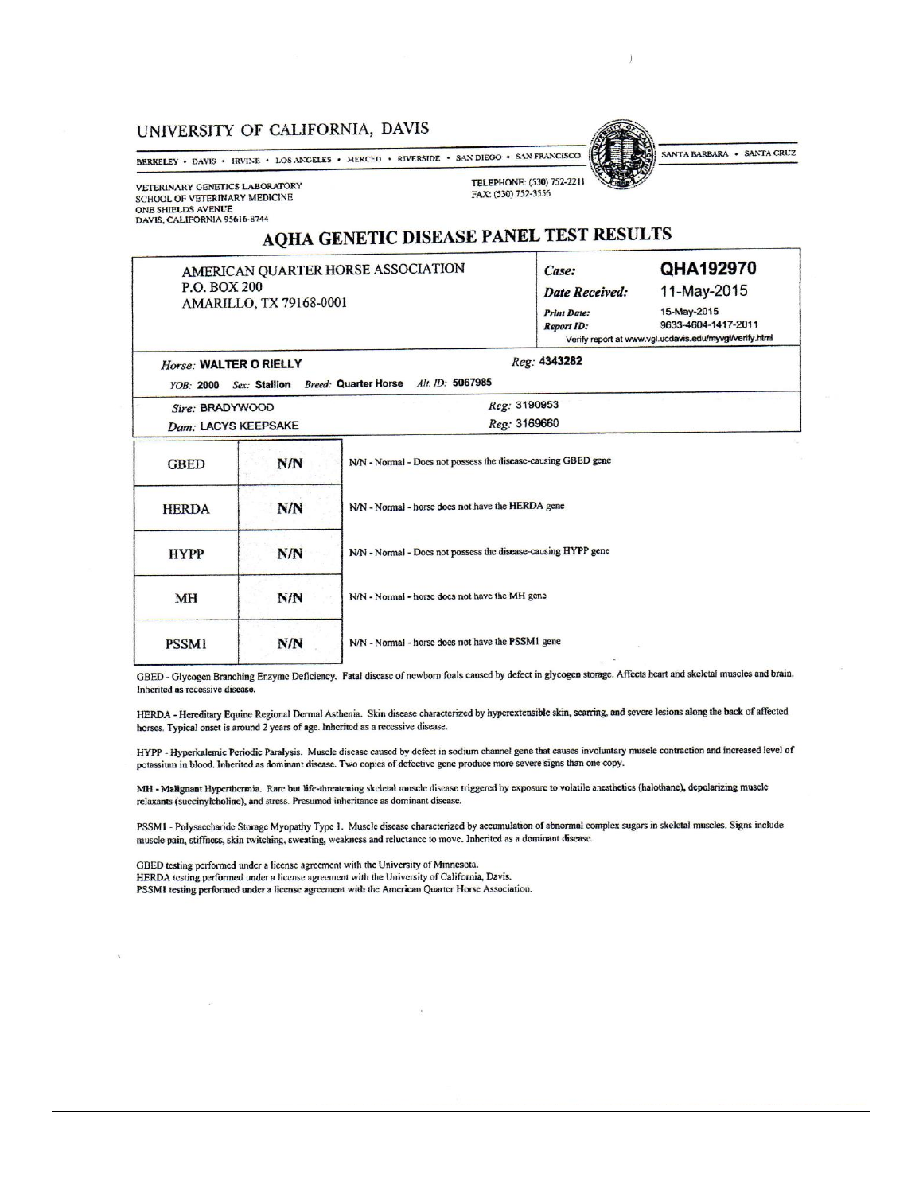UNIVERSITY OF CALIFORNIA, DAVIS

BERKELEY • DAVIS • IRVINE • LOS ANGELES • MERCED • RIVERSIDE • SAN DIEGO • SAN FRANCISCO SANTA BARBARA • SANTA CRUZ

VETERINARY GENETICS LABORATORY
SCHOOL OF VETERINARY MEDICINE
ONE SHIELDS AVENUE
DAVIS, CALIFORNIA 95616-8744

TELEPHONE: (530) 752-2211
FAX: (530) 752-3556

# AQHA GENETIC DISEASE PANEL TEST RESULTS

AMERICAN QUARTER HORSE ASSOCIATION
P.O. BOX 200
AMARILLO, TX 79168-0001

*Case:* **QHA192970**
*Date Received:* 11-May-2015
*Print Date:* 15-May-2015
*Report ID:* 9633-4604-1417-2011
Verify report at www.vgl.ucdavis.edu/myvgl/verify.html

*Horse:* **WALTER O RIELLY** *Reg:* **4343282**
*YOB:* **2000** *Sex:* **Stallion** *Breed:* **Quarter Horse** *Alt. ID:* **5067985**

*Sire:* BRADYWOOD *Reg:* 3190953
*Dam:* LACYS KEEPSAKE *Reg:* 3169660

| Test | Result | Interpretation |
|---|---|---|
| GBED | N/N | N/N - Normal - Does not possess the disease-causing GBED gene |
| HERDA | N/N | N/N - Normal - horse does not have the HERDA gene |
| HYPP | N/N | N/N - Normal - Does not possess the disease-causing HYPP gene |
| MH | N/N | N/N - Normal - horse does not have the MH gene |
| PSSM1 | N/N | N/N - Normal - horse does not have the PSSM1 gene |

GBED - Glycogen Branching Enzyme Deficiency. Fatal disease of newborn foals caused by defect in glycogen storage. Affects heart and skeletal muscles and brain. Inherited as recessive disease.

HERDA - Hereditary Equine Regional Dermal Asthenia. Skin disease characterized by hyperextensible skin, scarring, and severe lesions along the back of affected horses. Typical onset is around 2 years of age. Inherited as a recessive disease.

HYPP - Hyperkalemic Periodic Paralysis. Muscle disease caused by defect in sodium channel gene that causes involuntary muscle contraction and increased level of potassium in blood. Inherited as dominant disease. Two copies of defective gene produce more severe signs than one copy.

MH - Malignant Hyperthermia. Rare but life-threatening skeletal muscle disease triggered by exposure to volatile anesthetics (halothane), depolarizing muscle relaxants (succinylcholine), and stress. Presumed inheritance as dominant disease.

PSSM1 - Polysaccharide Storage Myopathy Type 1. Muscle disease characterized by accumulation of abnormal complex sugars in skeletal muscles. Signs include muscle pain, stiffness, skin twitching, sweating, weakness and reluctance to move. Inherited as a dominant disease.

GBED testing performed under a license agreement with the University of Minnesota.
HERDA testing performed under a license agreement with the University of California, Davis.
PSSM1 testing performed under a license agreement with the American Quarter Horse Association.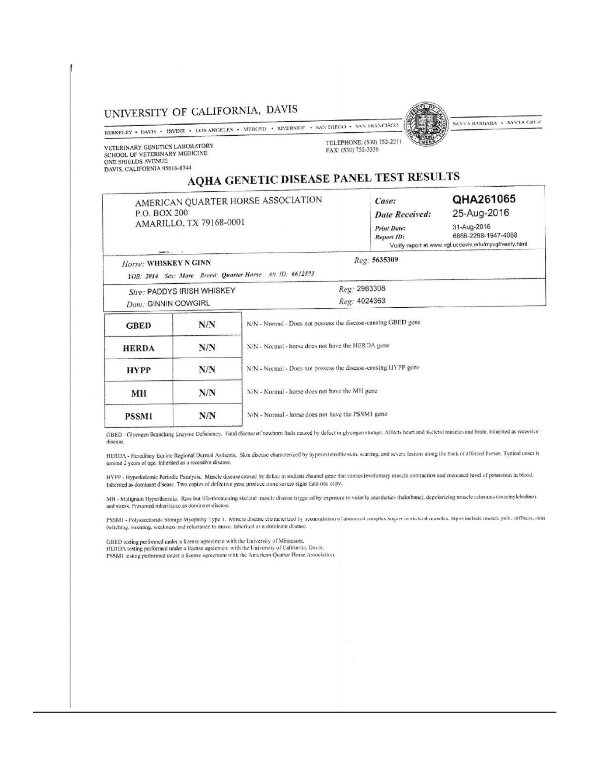UNIVERSITY OF CALIFORNIA, DAVIS

BERKELEY • DAVIS • IRVINE • LOS ANGELES • MERCED • RIVERSIDE • SAN DIEGO • SAN FRANCISCO SANTA BARBARA • SANTA CRUZ

VETERINARY GENETICS LABORATORY
SCHOOL OF VETERINARY MEDICINE
ONE SHIELDS AVENUE
DAVIS, CALIFORNIA 95616-8744

TELEPHONE: (530) 752-2211
FAX: (530) 752-3556

# AQHA GENETIC DISEASE PANEL TEST RESULTS

AMERICAN QUARTER HORSE ASSOCIATION
P.O. BOX 200
AMARILLO, TX 79168-0001

*Case:* **QHA261065**
*Date Received:* 25-Aug-2016
*Print Date:* 31-Aug-2016
*Report ID:* 6868-2298-1947-4088
Verify report at www.vgl.ucdavis.edu/myvgl/verify.html

*Horse:* **WHISKEY N GINN** *Reg:* **5635309**
*YOB: 2014 Sex: Mare Breed: Quarter Horse Alt. ID: 6612573*

*Sire:* PADDYS IRISH WHISKEY *Reg:* 2983308
*Dam:* GINNIN COWGIRL *Reg:* 4024363

| | | |
|---|---|---|
| **GBED** | **N/N** | N/N - Normal - Does not possess the disease-causing GBED gene |
| **HERDA** | **N/N** | N/N - Normal - horse does not have the HERDA gene |
| **HYPP** | **N/N** | N/N - Normal - Does not possess the disease-causing HYPP gene |
| **MH** | **N/N** | N/N - Normal - horse does not have the MH gene |
| **PSSM1** | **N/N** | N/N - Normal - horse does not have the PSSM1 gene |

GBED - Glycogen Branching Enzyme Deficiency. Fatal disease of newborn foals caused by defect in glycogen storage. Affects heart and skeletal muscles and brain. Inherited as recessive disease.

HERDA - Hereditary Equine Regional Dermal Asthenia. Skin disease characterized by hyperextensible skin, scarring, and severe lesions along the back of affected horses. Typical onset is around 2 years of age. Inherited as a recessive disease.

HYPP - Hyperkalemic Periodic Paralysis. Muscle disease caused by defect in sodium channel gene that causes involuntary muscle contraction and increased level of potassium in blood. Inherited as dominant disease. Two copies of defective gene produce more severe signs than one copy.

MH - Malignant Hyperthermia. Rare but life-threatening skeletal muscle disease triggered by exposure to volatile anesthetics (halothane), depolarizing muscle relaxants (succinylcholine), and stress. Presumed inheritance as dominant disease.

PSSM1 - Polysaccharide Storage Myopathy Type 1. Muscle disease characterized by accumulation of abnormal complex sugars in skeletal muscles. Signs include muscle pain, stiffness, skin twitching, sweating, weakness and reluctance to move. Inherited as a dominant disease.

GBED testing performed under a license agreement with the University of Minnesota.
HERDA testing performed under a license agreement with the University of California, Davis.
PSSM1 testing performed under a license agreement with the American Quarter Horse Association.